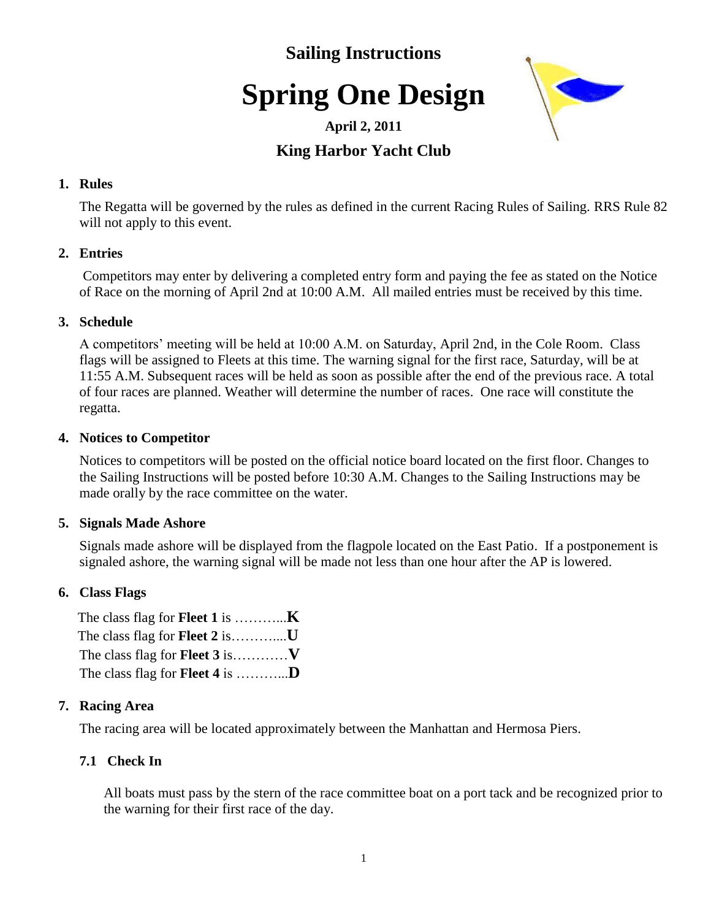**Sailing Instructions**

# Spring One Design

**April 2, 2011**

## King Harbor Yacht Club

### 1. Rules

The Regatta will be governed by the rules as defined in the current Racing Rules of Sailing. RRS Rule 82 will not apply to this event.

### 2. Entries

Competitors may enter by delivering a completed entry form and paying the fee as stated on the Notice of Race on the morning of April 2nd at 10:00 A.M. All mailed entries must be received by this time.

### 3. Schedule

A competitors' meeting will be held at 10:00 A.M. on Saturday, April 2nd, in the Cole Room. Class flags will be assigned to Fleets at this time. The warning signal for the first race, Saturday, will be at 11:55 A.M. Subsequent races will be held as soon as possible after the end of the previous race. A total of four races are planned. Weather will determine the number of races. One race will constitute the regatta.

### 4. Notices to Competitor

Notices to competitors will be posted on the official notice board located on the first floor. Changes to the Sailing Instructions will be posted before 10:30 A.M. Changes to the Sailing Instructions may be made orally by the race committee on the water.

### 5. Signals Made Ashore

Signals made ashore will be displayed from the flagpole located on the East Patio. If a postponement is signaled ashore, the warning signal will be made not less than one hour after the AP is lowered.

### 6. Class Flags

The class flag for **Fleet 1** is ………...**K**
The class flag for **Fleet 2** is………....**U**
The class flag for **Fleet 3** is…………**V**
The class flag for **Fleet 4** is ………...**D**

### 7. Racing Area

The racing area will be located approximately between the Manhattan and Hermosa Piers.

#### 7.1 Check In

All boats must pass by the stern of the race committee boat on a port tack and be recognized prior to the warning for their first race of the day.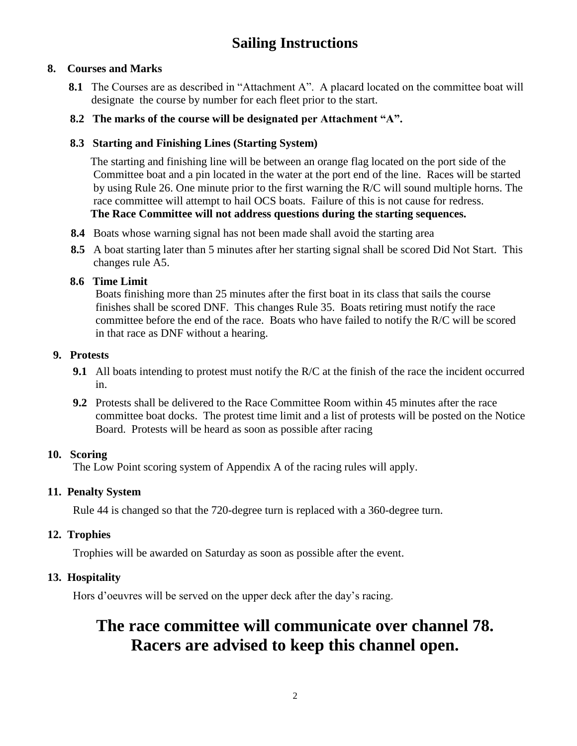# Sailing Instructions

## 8. Courses and Marks

**8.1** The Courses are as described in "Attachment A". A placard located on the committee boat will designate the course by number for each fleet prior to the start.

**8.2 The marks of the course will be designated per Attachment "A".**

**8.3 Starting and Finishing Lines (Starting System)**

The starting and finishing line will be between an orange flag located on the port side of the Committee boat and a pin located in the water at the port end of the line. Races will be started by using Rule 26. One minute prior to the first warning the R/C will sound multiple horns. The race committee will attempt to hail OCS boats. Failure of this is not cause for redress.
**The Race Committee will not address questions during the starting sequences.**

**8.4** Boats whose warning signal has not been made shall avoid the starting area

**8.5** A boat starting later than 5 minutes after her starting signal shall be scored Did Not Start. This changes rule A5.

**8.6 Time Limit**

Boats finishing more than 25 minutes after the first boat in its class that sails the course finishes shall be scored DNF. This changes Rule 35. Boats retiring must notify the race committee before the end of the race. Boats who have failed to notify the R/C will be scored in that race as DNF without a hearing.

## 9. Protests

**9.1** All boats intending to protest must notify the R/C at the finish of the race the incident occurred in.

**9.2** Protests shall be delivered to the Race Committee Room within 45 minutes after the race committee boat docks. The protest time limit and a list of protests will be posted on the Notice Board. Protests will be heard as soon as possible after racing

## 10. Scoring

The Low Point scoring system of Appendix A of the racing rules will apply.

## 11. Penalty System

Rule 44 is changed so that the 720-degree turn is replaced with a 360-degree turn.

## 12. Trophies

Trophies will be awarded on Saturday as soon as possible after the event.

## 13. Hospitality

Hors d'oeuvres will be served on the upper deck after the day's racing.

# The race committee will communicate over channel 78. Racers are advised to keep this channel open.